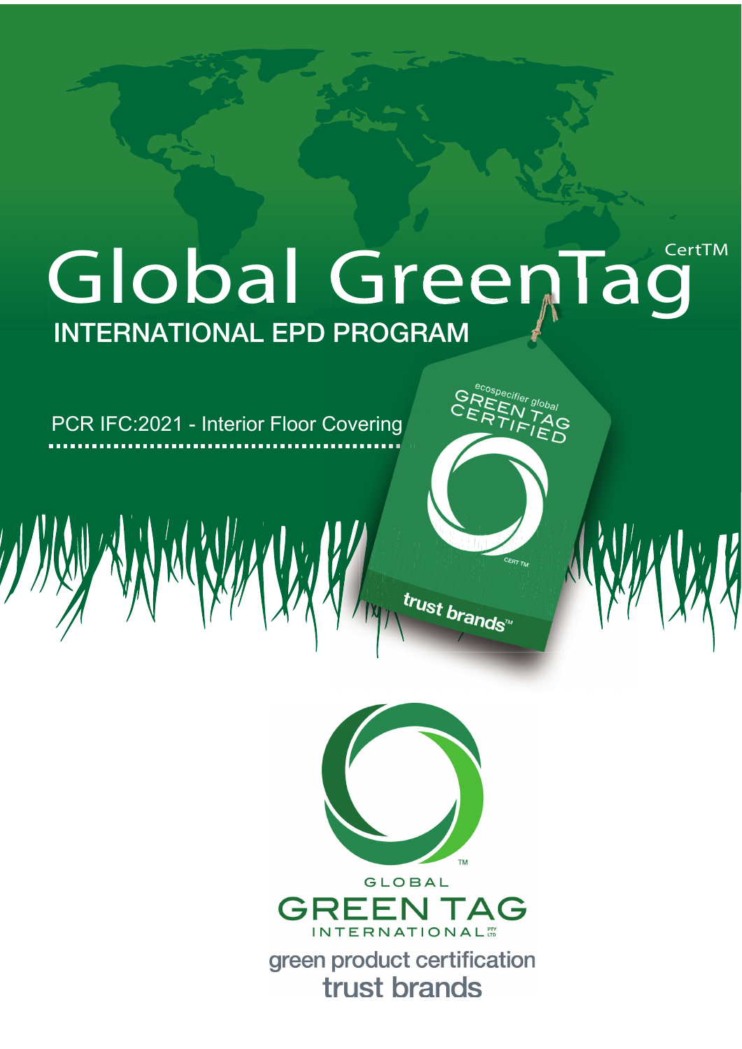# Global GreenTag CertTM

## INTERNATIONAL EPD PROGRAM

PCR IFC:2021 - Interior Floor Covering

ecospecifier global GREEN TAG CERTIFIED

CERT TM

trust brands™

GLOBAL GREEN TAG INTERNATIONAL PTY LTD

green product certification

trust brands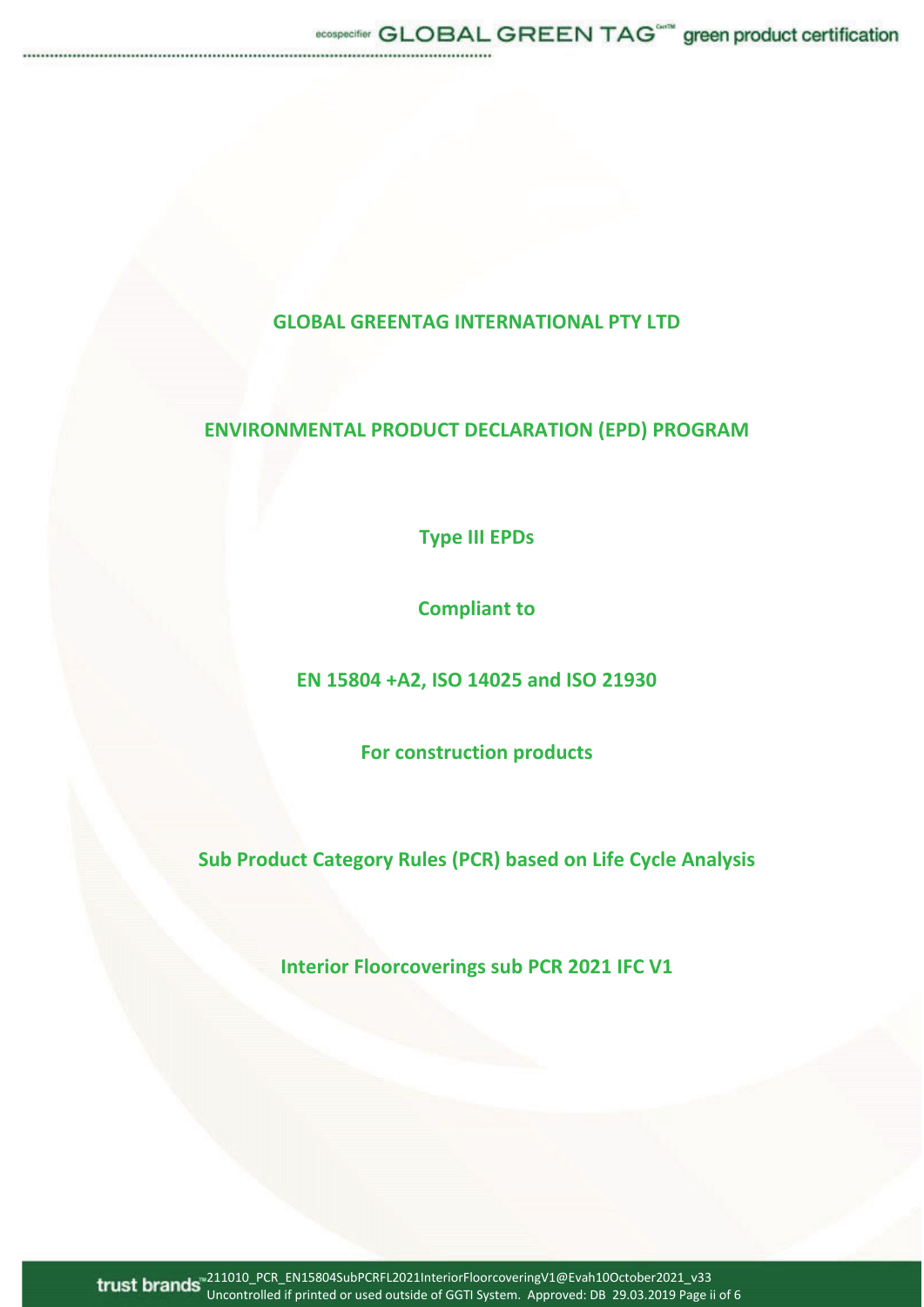**GLOBAL GREENTAG INTERNATIONAL PTY LTD**

**ENVIRONMENTAL PRODUCT DECLARATION (EPD) PROGRAM**

**Type III EPDs**

**Compliant to**

**EN 15804 +A2, ISO 14025 and ISO 21930**

**For construction products**

**Sub Product Category Rules (PCR) based on Life Cycle Analysis**

**Interior Floorcoverings sub PCR 2021 IFC V1**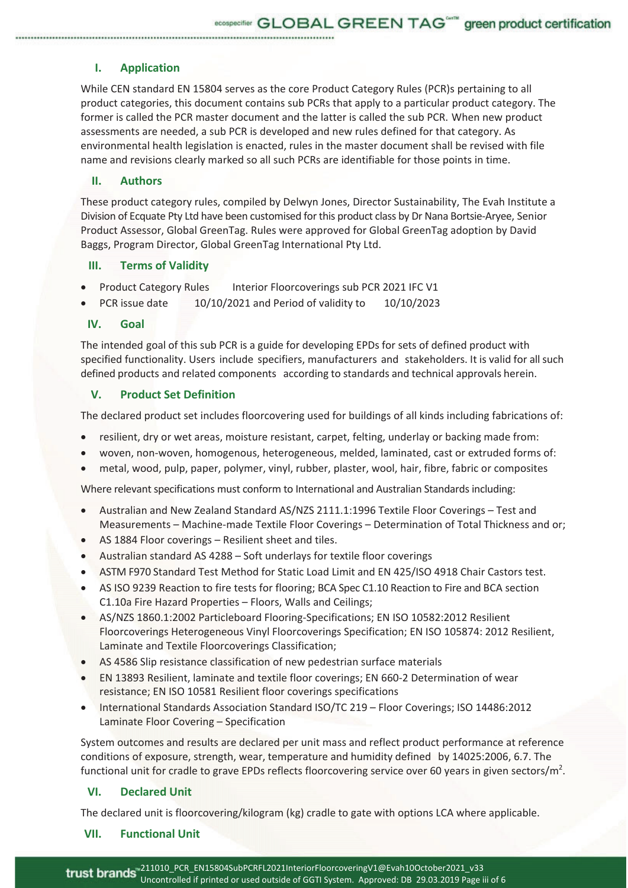## I. Application

While CEN standard EN 15804 serves as the core Product Category Rules (PCR)s pertaining to all product categories, this document contains sub PCRs that apply to a particular product category. The former is called the PCR master document and the latter is called the sub PCR. When new product assessments are needed, a sub PCR is developed and new rules defined for that category. As environmental health legislation is enacted, rules in the master document shall be revised with file name and revisions clearly marked so all such PCRs are identifiable for those points in time.

## II. Authors

These product category rules, compiled by Delwyn Jones, Director Sustainability, The Evah Institute a Division of Ecquate Pty Ltd have been customised for this product class by Dr Nana Bortsie-Aryee, Senior Product Assessor, Global GreenTag. Rules were approved for Global GreenTag adoption by David Baggs, Program Director, Global GreenTag International Pty Ltd.

## III. Terms of Validity

- Product Category Rules Interior Floorcoverings sub PCR 2021 IFC V1
- PCR issue date 10/10/2021 and Period of validity to 10/10/2023

## IV. Goal

The intended goal of this sub PCR is a guide for developing EPDs for sets of defined product with specified functionality. Users include specifiers, manufacturers and stakeholders. It is valid for all such defined products and related components according to standards and technical approvals herein.

## V. Product Set Definition

The declared product set includes floorcovering used for buildings of all kinds including fabrications of:

- resilient, dry or wet areas, moisture resistant, carpet, felting, underlay or backing made from:
- woven, non-woven, homogenous, heterogeneous, melded, laminated, cast or extruded forms of:
- metal, wood, pulp, paper, polymer, vinyl, rubber, plaster, wool, hair, fibre, fabric or composites

Where relevant specifications must conform to International and Australian Standards including:

- Australian and New Zealand Standard AS/NZS 2111.1:1996 Textile Floor Coverings – Test and Measurements – Machine-made Textile Floor Coverings – Determination of Total Thickness and or;
- AS 1884 Floor coverings – Resilient sheet and tiles.
- Australian standard AS 4288 – Soft underlays for textile floor coverings
- ASTM F970 Standard Test Method for Static Load Limit and EN 425/ISO 4918 Chair Castors test.
- AS ISO 9239 Reaction to fire tests for flooring; BCA Spec C1.10 Reaction to Fire and BCA section C1.10a Fire Hazard Properties – Floors, Walls and Ceilings;
- AS/NZS 1860.1:2002 Particleboard Flooring-Specifications; EN ISO 10582:2012 Resilient Floorcoverings Heterogeneous Vinyl Floorcoverings Specification; EN ISO 105874: 2012 Resilient, Laminate and Textile Floorcoverings Classification;
- AS 4586 Slip resistance classification of new pedestrian surface materials
- EN 13893 Resilient, laminate and textile floor coverings; EN 660-2 Determination of wear resistance; EN ISO 10581 Resilient floor coverings specifications
- International Standards Association Standard ISO/TC 219 – Floor Coverings; ISO 14486:2012 Laminate Floor Covering – Specification

System outcomes and results are declared per unit mass and reflect product performance at reference conditions of exposure, strength, wear, temperature and humidity defined by 14025:2006, 6.7. The functional unit for cradle to grave EPDs reflects floorcovering service over 60 years in given sectors/m$^2$.

## VI. Declared Unit

The declared unit is floorcovering/kilogram (kg) cradle to gate with options LCA where applicable.

## VII. Functional Unit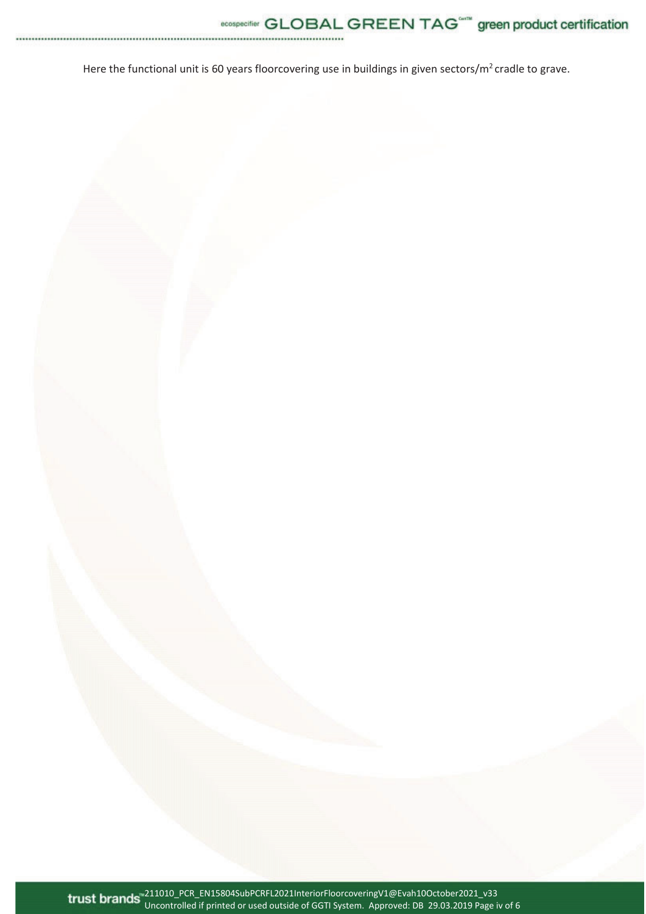Here the functional unit is 60 years floorcovering use in buildings in given sectors/$m^2$ cradle to grave.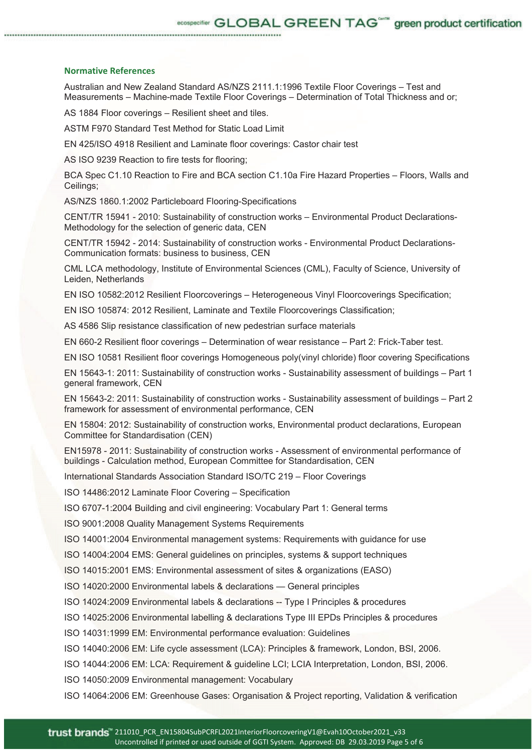### Normative References

Australian and New Zealand Standard AS/NZS 2111.1:1996 Textile Floor Coverings – Test and Measurements – Machine-made Textile Floor Coverings – Determination of Total Thickness and or;

AS 1884 Floor coverings – Resilient sheet and tiles.

ASTM F970 Standard Test Method for Static Load Limit

EN 425/ISO 4918 Resilient and Laminate floor coverings: Castor chair test

AS ISO 9239 Reaction to fire tests for flooring;

BCA Spec C1.10 Reaction to Fire and BCA section C1.10a Fire Hazard Properties – Floors, Walls and Ceilings;

AS/NZS 1860.1:2002 Particleboard Flooring-Specifications

CENT/TR 15941 - 2010: Sustainability of construction works – Environmental Product Declarations-Methodology for the selection of generic data, CEN

CENT/TR 15942 - 2014: Sustainability of construction works - Environmental Product Declarations-Communication formats: business to business, CEN

CML LCA methodology, Institute of Environmental Sciences (CML), Faculty of Science, University of Leiden, Netherlands

EN ISO 10582:2012 Resilient Floorcoverings – Heterogeneous Vinyl Floorcoverings Specification;

EN ISO 105874: 2012 Resilient, Laminate and Textile Floorcoverings Classification;

AS 4586 Slip resistance classification of new pedestrian surface materials

EN 660-2 Resilient floor coverings – Determination of wear resistance – Part 2: Frick-Taber test.

EN ISO 10581 Resilient floor coverings Homogeneous poly(vinyl chloride) floor covering Specifications

EN 15643-1: 2011: Sustainability of construction works - Sustainability assessment of buildings – Part 1 general framework, CEN

EN 15643-2: 2011: Sustainability of construction works - Sustainability assessment of buildings – Part 2 framework for assessment of environmental performance, CEN

EN 15804: 2012: Sustainability of construction works, Environmental product declarations, European Committee for Standardisation (CEN)

EN15978 - 2011: Sustainability of construction works - Assessment of environmental performance of buildings - Calculation method, European Committee for Standardisation, CEN

International Standards Association Standard ISO/TC 219 – Floor Coverings

ISO 14486:2012 Laminate Floor Covering – Specification

ISO 6707-1:2004 Building and civil engineering: Vocabulary Part 1: General terms

ISO 9001:2008 Quality Management Systems Requirements

ISO 14001:2004 Environmental management systems: Requirements with guidance for use

ISO 14004:2004 EMS: General guidelines on principles, systems & support techniques

ISO 14015:2001 EMS: Environmental assessment of sites & organizations (EASO)

ISO 14020:2000 Environmental labels & declarations — General principles

ISO 14024:2009 Environmental labels & declarations -- Type I Principles & procedures

ISO 14025:2006 Environmental labelling & declarations Type III EPDs Principles & procedures

ISO 14031:1999 EM: Environmental performance evaluation: Guidelines

ISO 14040:2006 EM: Life cycle assessment (LCA): Principles & framework, London, BSI, 2006.

ISO 14044:2006 EM: LCA: Requirement & guideline LCI; LCIA Interpretation, London, BSI, 2006.

ISO 14050:2009 Environmental management: Vocabulary

ISO 14064:2006 EM: Greenhouse Gases: Organisation & Project reporting, Validation & verification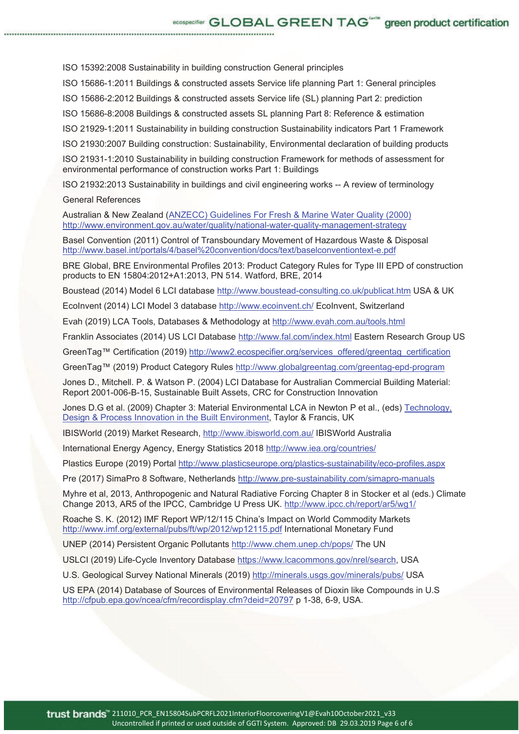ISO 15392:2008 Sustainability in building construction General principles

ISO 15686-1:2011 Buildings & constructed assets Service life planning Part 1: General principles

ISO 15686-2:2012 Buildings & constructed assets Service life (SL) planning Part 2: prediction

ISO 15686-8:2008 Buildings & constructed assets SL planning Part 8: Reference & estimation

ISO 21929-1:2011 Sustainability in building construction Sustainability indicators Part 1 Framework

ISO 21930:2007 Building construction: Sustainability, Environmental declaration of building products

ISO 21931-1:2010 Sustainability in building construction Framework for methods of assessment for environmental performance of construction works Part 1: Buildings

ISO 21932:2013 Sustainability in buildings and civil engineering works -- A review of terminology

General References

Australian & New Zealand (ANZECC) Guidelines For Fresh & Marine Water Quality (2000) http://www.environment.gov.au/water/quality/national-water-quality-management-strategy

Basel Convention (2011) Control of Transboundary Movement of Hazardous Waste & Disposal http://www.basel.int/portals/4/basel%20convention/docs/text/baselconventiontext-e.pdf

BRE Global, BRE Environmental Profiles 2013: Product Category Rules for Type III EPD of construction products to EN 15804:2012+A1:2013, PN 514. Watford, BRE, 2014

Boustead (2014) Model 6 LCI database http://www.boustead-consulting.co.uk/publicat.htm USA & UK

EcoInvent (2014) LCI Model 3 database http://www.ecoinvent.ch/ EcoInvent, Switzerland

Evah (2019) LCA Tools, Databases & Methodology at http://www.evah.com.au/tools.html

Franklin Associates (2014) US LCI Database http://www.fal.com/index.html Eastern Research Group US

GreenTag™ Certification (2019) http://www2.ecospecifier.org/services_offered/greentag_certification

GreenTag™ (2019) Product Category Rules http://www.globalgreentag.com/greentag-epd-program

Jones D., Mitchell. P. & Watson P. (2004) LCI Database for Australian Commercial Building Material: Report 2001-006-B-15, Sustainable Built Assets, CRC for Construction Innovation

Jones D.G et al. (2009) Chapter 3: Material Environmental LCA in Newton P et al., (eds) Technology, Design & Process Innovation in the Built Environment, Taylor & Francis, UK

IBISWorld (2019) Market Research, http://www.ibisworld.com.au/ IBISWorld Australia

International Energy Agency, Energy Statistics 2018 http://www.iea.org/countries/

Plastics Europe (2019) Portal http://www.plasticseurope.org/plastics-sustainability/eco-profiles.aspx

Pre (2017) SimaPro 8 Software, Netherlands http://www.pre-sustainability.com/simapro-manuals

Myhre et al, 2013, Anthropogenic and Natural Radiative Forcing Chapter 8 in Stocker et al (eds.) Climate Change 2013, AR5 of the IPCC, Cambridge U Press UK. http://www.ipcc.ch/report/ar5/wg1/

Roache S. K. (2012) IMF Report WP/12/115 China's Impact on World Commodity Markets http://www.imf.org/external/pubs/ft/wp/2012/wp12115.pdf International Monetary Fund

UNEP (2014) Persistent Organic Pollutants http://www.chem.unep.ch/pops/ The UN

USLCI (2019) Life-Cycle Inventory Database https://www.lcacommons.gov/nrel/search, USA

U.S. Geological Survey National Minerals (2019) http://minerals.usgs.gov/minerals/pubs/ USA

US EPA (2014) Database of Sources of Environmental Releases of Dioxin like Compounds in U.S http://cfpub.epa.gov/ncea/cfm/recordisplay.cfm?deid=20797 p 1-38, 6-9, USA.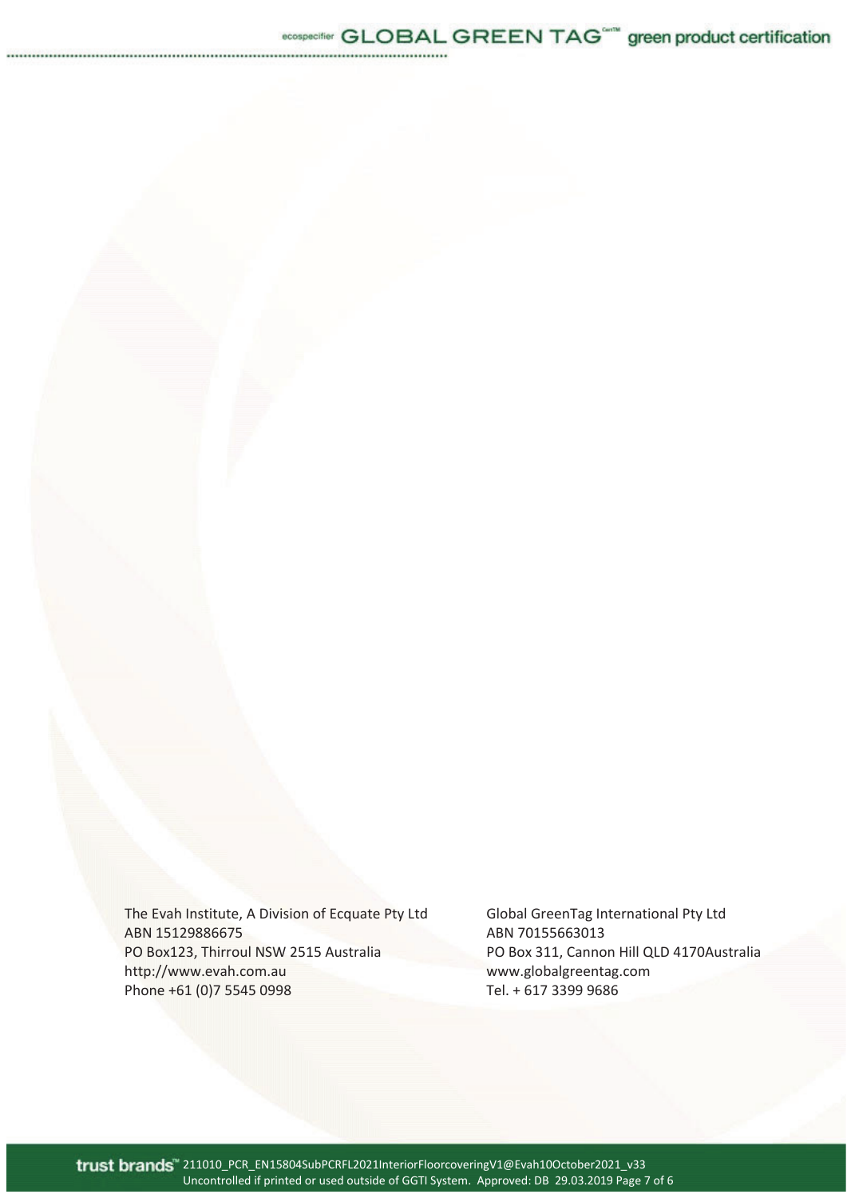The Evah Institute, A Division of Ecquate Pty Ltd
ABN 15129886675
PO Box123, Thirroul NSW 2515 Australia
http://www.evah.com.au
Phone +61 (0)7 5545 0998

Global GreenTag International Pty Ltd
ABN 70155663013
PO Box 311, Cannon Hill QLD 4170Australia
www.globalgreentag.com
Tel. + 617 3399 9686